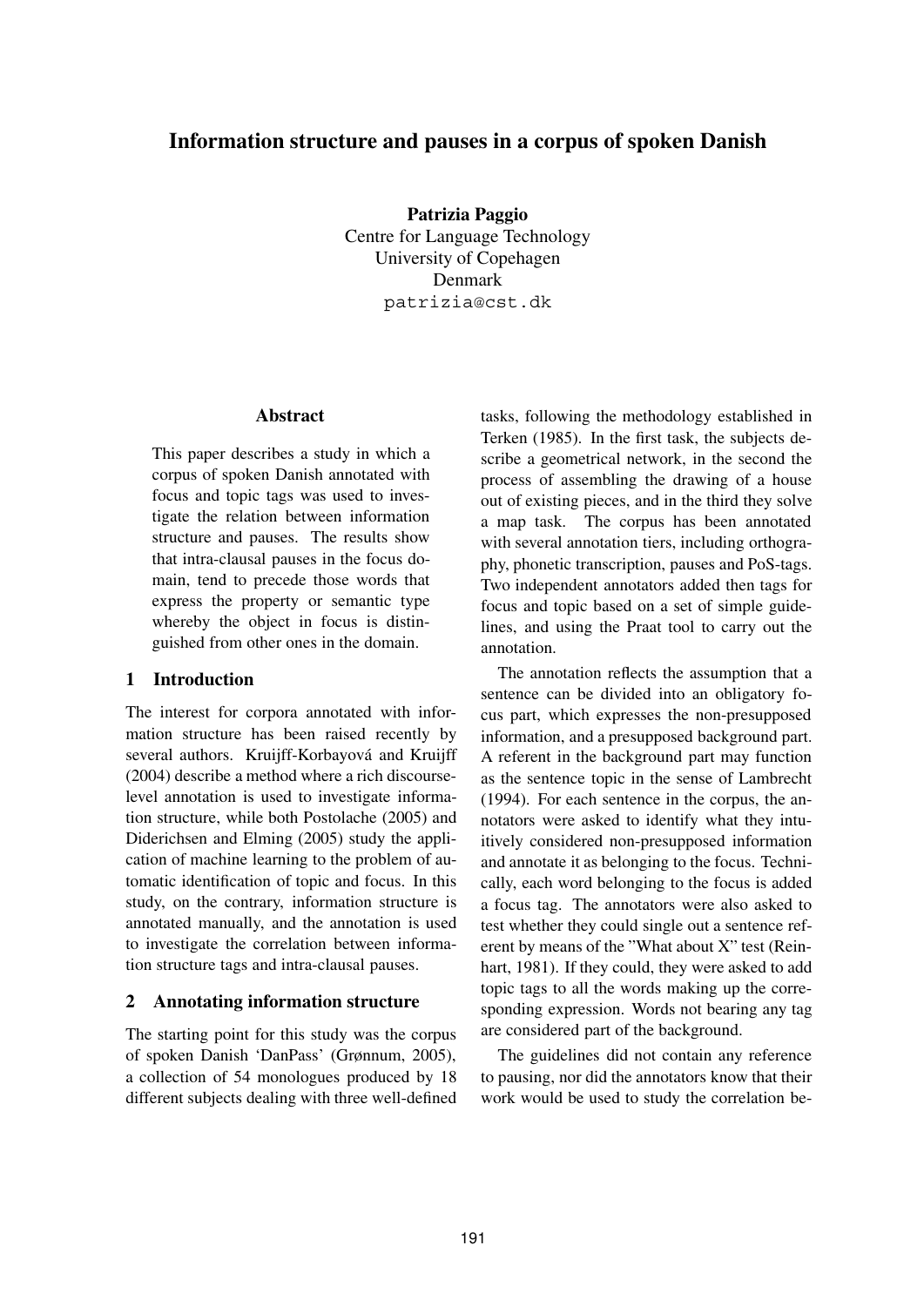# Information structure and pauses in a corpus of spoken Danish

**Patrizia Paggio**
Centre for Language Technology
University of Copehagen
Denmark
patrizia@cst.dk

## Abstract

This paper describes a study in which a corpus of spoken Danish annotated with focus and topic tags was used to investigate the relation between information structure and pauses. The results show that intra-clausal pauses in the focus domain, tend to precede those words that express the property or semantic type whereby the object in focus is distinguished from other ones in the domain.

## 1 Introduction

The interest for corpora annotated with information structure has been raised recently by several authors. Kruijff-Korbayová and Kruijff (2004) describe a method where a rich discourse-level annotation is used to investigate information structure, while both Postolache (2005) and Diderichsen and Elming (2005) study the application of machine learning to the problem of automatic identification of topic and focus. In this study, on the contrary, information structure is annotated manually, and the annotation is used to investigate the correlation between information structure tags and intra-clausal pauses.

## 2 Annotating information structure

The starting point for this study was the corpus of spoken Danish 'DanPass' (Grønnum, 2005), a collection of 54 monologues produced by 18 different subjects dealing with three well-defined tasks, following the methodology established in Terken (1985). In the first task, the subjects describe a geometrical network, in the second the process of assembling the drawing of a house out of existing pieces, and in the third they solve a map task. The corpus has been annotated with several annotation tiers, including orthography, phonetic transcription, pauses and PoS-tags. Two independent annotators added then tags for focus and topic based on a set of simple guidelines, and using the Praat tool to carry out the annotation.

The annotation reflects the assumption that a sentence can be divided into an obligatory focus part, which expresses the non-presupposed information, and a presupposed background part. A referent in the background part may function as the sentence topic in the sense of Lambrecht (1994). For each sentence in the corpus, the annotators were asked to identify what they intuitively considered non-presupposed information and annotate it as belonging to the focus. Technically, each word belonging to the focus is added a focus tag. The annotators were also asked to test whether they could single out a sentence referent by means of the "What about X" test (Reinhart, 1981). If they could, they were asked to add topic tags to all the words making up the corresponding expression. Words not bearing any tag are considered part of the background.

The guidelines did not contain any reference to pausing, nor did the annotators know that their work would be used to study the correlation be-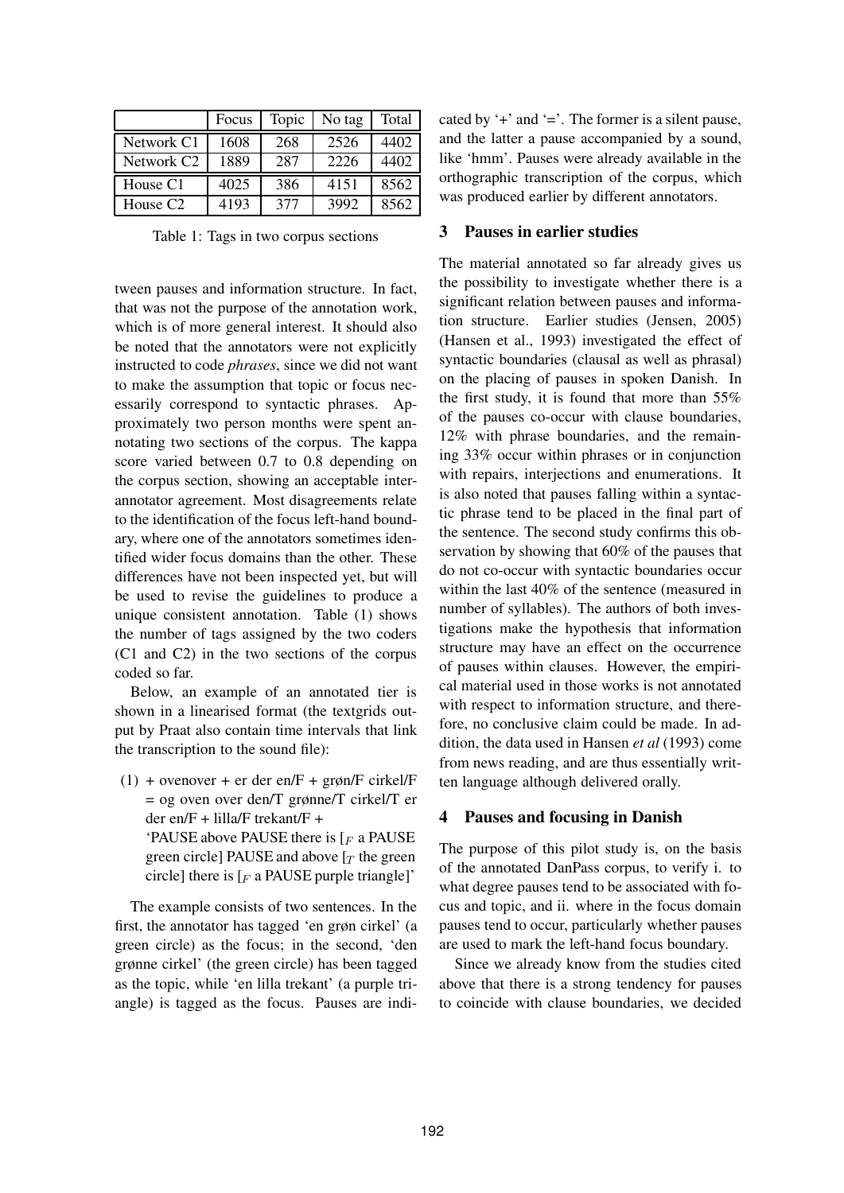|  | Focus | Topic | No tag | Total |
|---|---|---|---|---|
| Network C1 | 1608 | 268 | 2526 | 4402 |
| Network C2 | 1889 | 287 | 2226 | 4402 |
| House C1 | 4025 | 386 | 4151 | 8562 |
| House C2 | 4193 | 377 | 3992 | 8562 |

Table 1: Tags in two corpus sections

tween pauses and information structure. In fact, that was not the purpose of the annotation work, which is of more general interest. It should also be noted that the annotators were not explicitly instructed to code *phrases*, since we did not want to make the assumption that topic or focus necessarily correspond to syntactic phrases. Approximately two person months were spent annotating two sections of the corpus. The kappa score varied between 0.7 to 0.8 depending on the corpus section, showing an acceptable inter-annotator agreement. Most disagreements relate to the identification of the focus left-hand boundary, where one of the annotators sometimes identified wider focus domains than the other. These differences have not been inspected yet, but will be used to revise the guidelines to produce a unique consistent annotation. Table (1) shows the number of tags assigned by the two coders (C1 and C2) in the two sections of the corpus coded so far.

Below, an example of an annotated tier is shown in a linearised format (the textgrids output by Praat also contain time intervals that link the transcription to the sound file):

(1) + ovenover + er der en/F + grøn/F cirkel/F = og oven over den/T grønne/T cirkel/T er der en/F + lilla/F trekant/F +
'PAUSE above PAUSE there is [$_F$ a PAUSE green circle] PAUSE and above [$_T$ the green circle] there is [$_F$ a PAUSE purple triangle]'

The example consists of two sentences. In the first, the annotator has tagged 'en grøn cirkel' (a green circle) as the focus; in the second, 'den grønne cirkel' (the green circle) has been tagged as the topic, while 'en lilla trekant' (a purple triangle) is tagged as the focus. Pauses are indicated by '+' and '='. The former is a silent pause, and the latter a pause accompanied by a sound, like 'hmm'. Pauses were already available in the orthographic transcription of the corpus, which was produced earlier by different annotators.

## 3 Pauses in earlier studies

The material annotated so far already gives us the possibility to investigate whether there is a significant relation between pauses and information structure. Earlier studies (Jensen, 2005) (Hansen et al., 1993) investigated the effect of syntactic boundaries (clausal as well as phrasal) on the placing of pauses in spoken Danish. In the first study, it is found that more than 55% of the pauses co-occur with clause boundaries, 12% with phrase boundaries, and the remaining 33% occur within phrases or in conjunction with repairs, interjections and enumerations. It is also noted that pauses falling within a syntactic phrase tend to be placed in the final part of the sentence. The second study confirms this observation by showing that 60% of the pauses that do not co-occur with syntactic boundaries occur within the last 40% of the sentence (measured in number of syllables). The authors of both investigations make the hypothesis that information structure may have an effect on the occurrence of pauses within clauses. However, the empirical material used in those works is not annotated with respect to information structure, and therefore, no conclusive claim could be made. In addition, the data used in Hansen *et al* (1993) come from news reading, and are thus essentially written language although delivered orally.

## 4 Pauses and focusing in Danish

The purpose of this pilot study is, on the basis of the annotated DanPass corpus, to verify i. to what degree pauses tend to be associated with focus and topic, and ii. where in the focus domain pauses tend to occur, particularly whether pauses are used to mark the left-hand focus boundary.

Since we already know from the studies cited above that there is a strong tendency for pauses to coincide with clause boundaries, we decided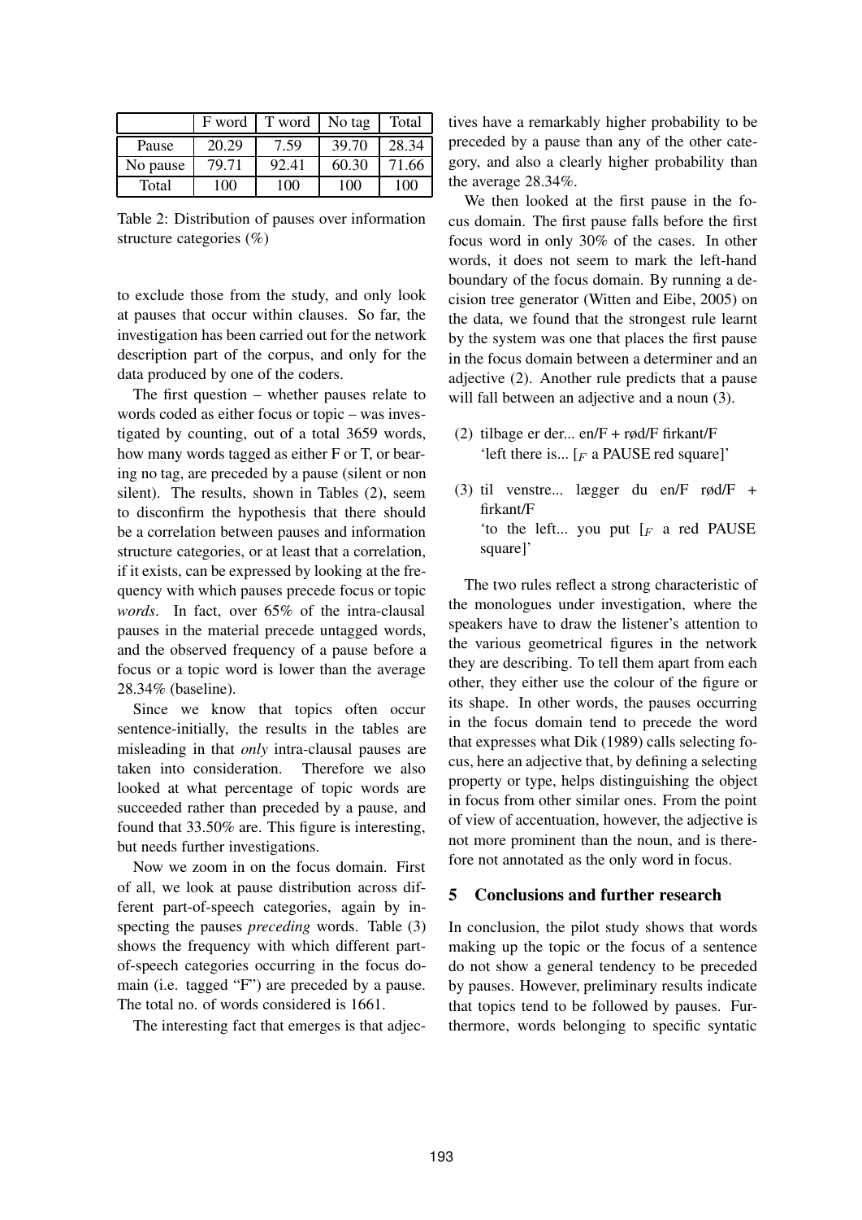|  | F word | T word | No tag | Total |
| --- | --- | --- | --- | --- |
| Pause | 20.29 | 7.59 | 39.70 | 28.34 |
| No pause | 79.71 | 92.41 | 60.30 | 71.66 |
| Total | 100 | 100 | 100 | 100 |

Table 2: Distribution of pauses over information structure categories (%)

to exclude those from the study, and only look at pauses that occur within clauses. So far, the investigation has been carried out for the network description part of the corpus, and only for the data produced by one of the coders.

The first question – whether pauses relate to words coded as either focus or topic – was investigated by counting, out of a total 3659 words, how many words tagged as either F or T, or bearing no tag, are preceded by a pause (silent or non silent). The results, shown in Tables (2), seem to disconfirm the hypothesis that there should be a correlation between pauses and information structure categories, or at least that a correlation, if it exists, can be expressed by looking at the frequency with which pauses precede focus or topic *words*. In fact, over 65% of the intra-clausal pauses in the material precede untagged words, and the observed frequency of a pause before a focus or a topic word is lower than the average 28.34% (baseline).

Since we know that topics often occur sentence-initially, the results in the tables are misleading in that *only* intra-clausal pauses are taken into consideration. Therefore we also looked at what percentage of topic words are succeeded rather than preceded by a pause, and found that 33.50% are. This figure is interesting, but needs further investigations.

Now we zoom in on the focus domain. First of all, we look at pause distribution across different part-of-speech categories, again by inspecting the pauses *preceding* words. Table (3) shows the frequency with which different part-of-speech categories occurring in the focus domain (i.e. tagged "F") are preceded by a pause. The total no. of words considered is 1661.

The interesting fact that emerges is that adjectives have a remarkably higher probability to be preceded by a pause than any of the other category, and also a clearly higher probability than the average 28.34%.

We then looked at the first pause in the focus domain. The first pause falls before the first focus word in only 30% of the cases. In other words, it does not seem to mark the left-hand boundary of the focus domain. By running a decision tree generator (Witten and Eibe, 2005) on the data, we found that the strongest rule learnt by the system was one that places the first pause in the focus domain between a determiner and an adjective (2). Another rule predicts that a pause will fall between an adjective and a noun (3).

(2) tilbage er der... en/F + rød/F firkant/F
'left there is... [$_F$ a PAUSE red square]'

(3) til venstre... lægger du en/F rød/F + firkant/F
'to the left... you put [$_F$ a red PAUSE square]'

The two rules reflect a strong characteristic of the monologues under investigation, where the speakers have to draw the listener's attention to the various geometrical figures in the network they are describing. To tell them apart from each other, they either use the colour of the figure or its shape. In other words, the pauses occurring in the focus domain tend to precede the word that expresses what Dik (1989) calls selecting focus, here an adjective that, by defining a selecting property or type, helps distinguishing the object in focus from other similar ones. From the point of view of accentuation, however, the adjective is not more prominent than the noun, and is therefore not annotated as the only word in focus.

## 5 Conclusions and further research

In conclusion, the pilot study shows that words making up the topic or the focus of a sentence do not show a general tendency to be preceded by pauses. However, preliminary results indicate that topics tend to be followed by pauses. Furthermore, words belonging to specific syntactic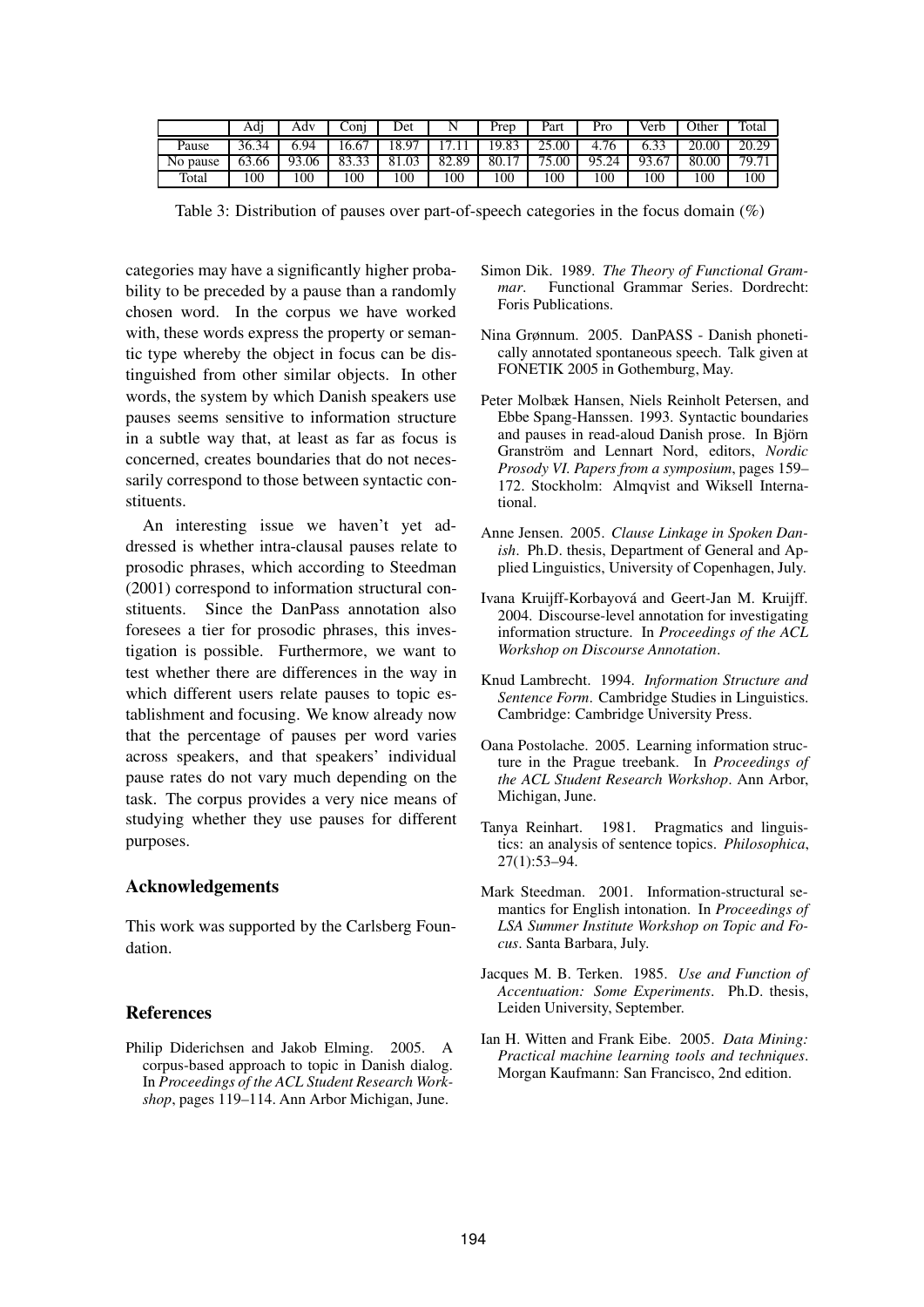| | Adj | Adv | Conj | Det | N | Prep | Part | Pro | Verb | Other | Total |
|---|---|---|---|---|---|---|---|---|---|---|---|
| Pause | 36.34 | 6.94 | 16.67 | 18.97 | 17.11 | 19.83 | 25.00 | 4.76 | 6.33 | 20.00 | 20.29 |
| No pause | 63.66 | 93.06 | 83.33 | 81.03 | 82.89 | 80.17 | 75.00 | 95.24 | 93.67 | 80.00 | 79.71 |
| Total | 100 | 100 | 100 | 100 | 100 | 100 | 100 | 100 | 100 | 100 | 100 |

Table 3: Distribution of pauses over part-of-speech categories in the focus domain (%)

categories may have a significantly higher probability to be preceded by a pause than a randomly chosen word. In the corpus we have worked with, these words express the property or semantic type whereby the object in focus can be distinguished from other similar objects. In other words, the system by which Danish speakers use pauses seems sensitive to information structure in a subtle way that, at least as far as focus is concerned, creates boundaries that do not necessarily correspond to those between syntactic constituents.

An interesting issue we haven't yet addressed is whether intra-clausal pauses relate to prosodic phrases, which according to Steedman (2001) correspond to information structural constituents. Since the DanPass annotation also foresees a tier for prosodic phrases, this investigation is possible. Furthermore, we want to test whether there are differences in the way in which different users relate pauses to topic establishment and focusing. We know already now that the percentage of pauses per word varies across speakers, and that speakers' individual pause rates do not vary much depending on the task. The corpus provides a very nice means of studying whether they use pauses for different purposes.

## Acknowledgements

This work was supported by the Carlsberg Foundation.

## References

Philip Diderichsen and Jakob Elming. 2005. A corpus-based approach to topic in Danish dialog. In *Proceedings of the ACL Student Research Workshop*, pages 119–114. Ann Arbor Michigan, June.

Simon Dik. 1989. *The Theory of Functional Grammar*. Functional Grammar Series. Dordrecht: Foris Publications.

Nina Grønnum. 2005. DanPASS - Danish phonetically annotated spontaneous speech. Talk given at FONETIK 2005 in Gothemburg, May.

Peter Molbæk Hansen, Niels Reinholt Petersen, and Ebbe Spang-Hanssen. 1993. Syntactic boundaries and pauses in read-aloud Danish prose. In Björn Granström and Lennart Nord, editors, *Nordic Prosody VI. Papers from a symposium*, pages 159–172. Stockholm: Almqvist and Wiksell International.

Anne Jensen. 2005. *Clause Linkage in Spoken Danish*. Ph.D. thesis, Department of General and Applied Linguistics, University of Copenhagen, July.

Ivana Kruijff-Korbayová and Geert-Jan M. Kruijff. 2004. Discourse-level annotation for investigating information structure. In *Proceedings of the ACL Workshop on Discourse Annotation*.

Knud Lambrecht. 1994. *Information Structure and Sentence Form*. Cambridge Studies in Linguistics. Cambridge: Cambridge University Press.

Oana Postolache. 2005. Learning information structure in the Prague treebank. In *Proceedings of the ACL Student Research Workshop*. Ann Arbor, Michigan, June.

Tanya Reinhart. 1981. Pragmatics and linguistics: an analysis of sentence topics. *Philosophica*, 27(1):53–94.

Mark Steedman. 2001. Information-structural semantics for English intonation. In *Proceedings of LSA Summer Institute Workshop on Topic and Focus*. Santa Barbara, July.

Jacques M. B. Terken. 1985. *Use and Function of Accentuation: Some Experiments*. Ph.D. thesis, Leiden University, September.

Ian H. Witten and Frank Eibe. 2005. *Data Mining: Practical machine learning tools and techniques*. Morgan Kaufmann: San Francisco, 2nd edition.